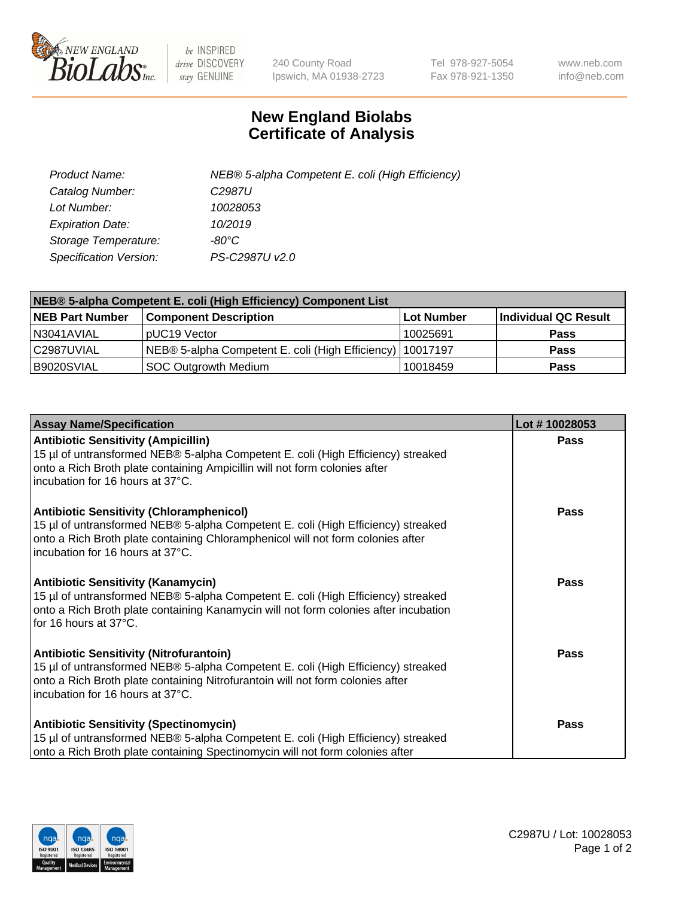New England BioLabs Inc. — be INSPIRED drive DISCOVERY stay GENUINE

240 County Road
Ipswich, MA 01938-2723

Tel 978-927-5054
Fax 978-921-1350

www.neb.com
info@neb.com

# New England Biolabs Certificate of Analysis

| | |
|---|---|
| *Product Name:* | *NEB® 5-alpha Competent E. coli (High Efficiency)* |
| *Catalog Number:* | *C2987U* |
| *Lot Number:* | *10028053* |
| *Expiration Date:* | *10/2019* |
| *Storage Temperature:* | *-80°C* |
| *Specification Version:* | *PS-C2987U v2.0* |

| **NEB® 5-alpha Competent E. coli (High Efficiency) Component List** | | | |
|---|---|---|---|
| **NEB Part Number** | **Component Description** | **Lot Number** | **Individual QC Result** |
| N3041AVIAL | pUC19 Vector | 10025691 | **Pass** |
| C2987UVIAL | NEB® 5-alpha Competent E. coli (High Efficiency) | 10017197 | **Pass** |
| B9020SVIAL | SOC Outgrowth Medium | 10018459 | **Pass** |

| Assay Name/Specification | Lot # 10028053 |
|---|---|
| **Antibiotic Sensitivity (Ampicillin)**<br>15 µl of untransformed NEB® 5-alpha Competent E. coli (High Efficiency) streaked onto a Rich Broth plate containing Ampicillin will not form colonies after incubation for 16 hours at 37°C. | **Pass** |
| **Antibiotic Sensitivity (Chloramphenicol)**<br>15 µl of untransformed NEB® 5-alpha Competent E. coli (High Efficiency) streaked onto a Rich Broth plate containing Chloramphenicol will not form colonies after incubation for 16 hours at 37°C. | **Pass** |
| **Antibiotic Sensitivity (Kanamycin)**<br>15 µl of untransformed NEB® 5-alpha Competent E. coli (High Efficiency) streaked onto a Rich Broth plate containing Kanamycin will not form colonies after incubation for 16 hours at 37°C. | **Pass** |
| **Antibiotic Sensitivity (Nitrofurantoin)**<br>15 µl of untransformed NEB® 5-alpha Competent E. coli (High Efficiency) streaked onto a Rich Broth plate containing Nitrofurantoin will not form colonies after incubation for 16 hours at 37°C. | **Pass** |
| **Antibiotic Sensitivity (Spectinomycin)**<br>15 µl of untransformed NEB® 5-alpha Competent E. coli (High Efficiency) streaked onto a Rich Broth plate containing Spectinomycin will not form colonies after | **Pass** |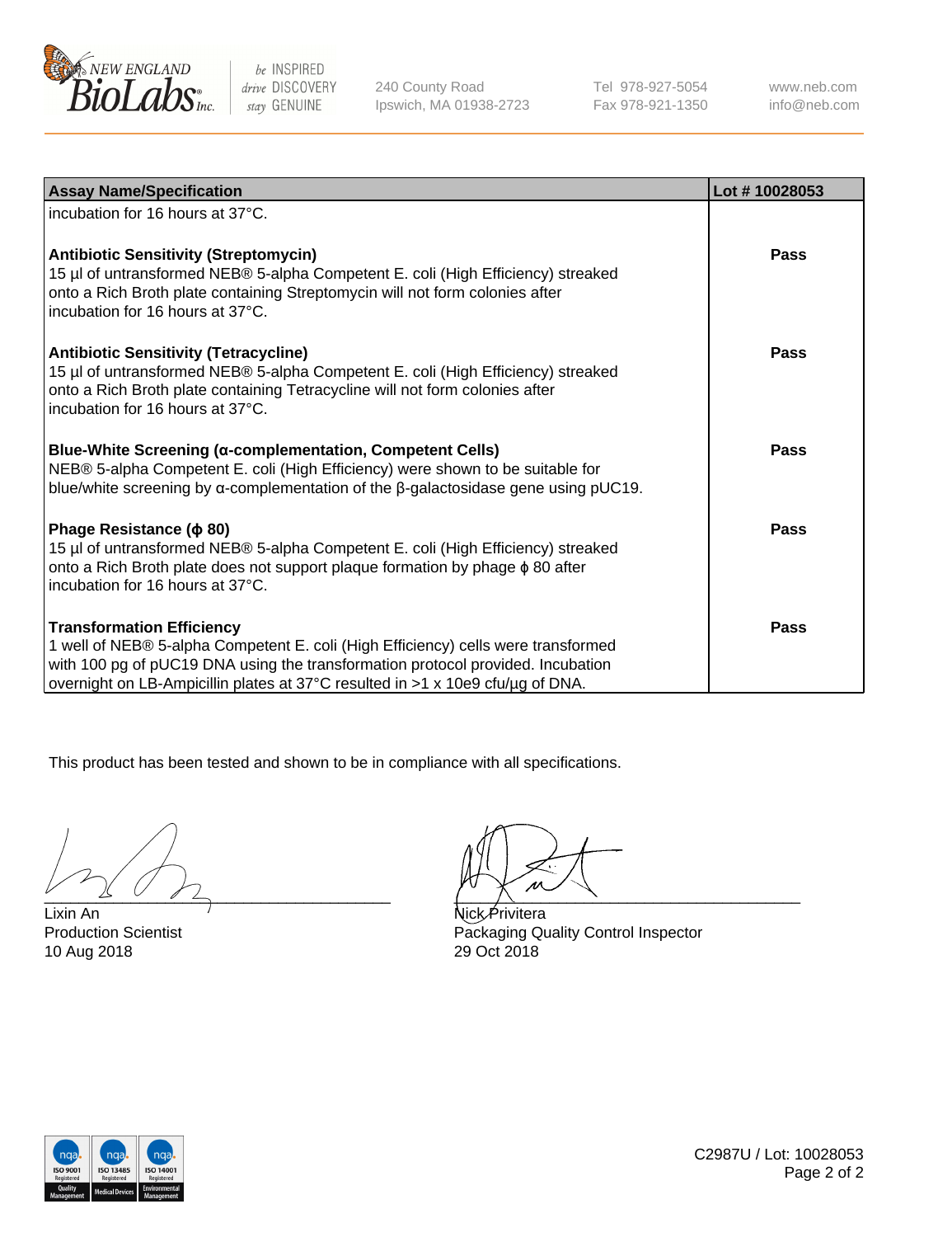| Assay Name/Specification | Lot # 10028053 |
| --- | --- |
| incubation for 16 hours at 37°C. | |
| **Antibiotic Sensitivity (Streptomycin)**<br>15 µl of untransformed NEB® 5-alpha Competent E. coli (High Efficiency) streaked onto a Rich Broth plate containing Streptomycin will not form colonies after incubation for 16 hours at 37°C. | **Pass** |
| **Antibiotic Sensitivity (Tetracycline)**<br>15 µl of untransformed NEB® 5-alpha Competent E. coli (High Efficiency) streaked onto a Rich Broth plate containing Tetracycline will not form colonies after incubation for 16 hours at 37°C. | **Pass** |
| **Blue-White Screening (α-complementation, Competent Cells)**<br>NEB® 5-alpha Competent E. coli (High Efficiency) were shown to be suitable for blue/white screening by α-complementation of the β-galactosidase gene using pUC19. | **Pass** |
| **Phage Resistance (ϕ 80)**<br>15 µl of untransformed NEB® 5-alpha Competent E. coli (High Efficiency) streaked onto a Rich Broth plate does not support plaque formation by phage ϕ 80 after incubation for 16 hours at 37°C. | **Pass** |
| **Transformation Efficiency**<br>1 well of NEB® 5-alpha Competent E. coli (High Efficiency) cells were transformed with 100 pg of pUC19 DNA using the transformation protocol provided. Incubation overnight on LB-Ampicillin plates at 37°C resulted in >1 x 10e9 cfu/µg of DNA. | **Pass** |

This product has been tested and shown to be in compliance with all specifications.

Lixin An
Production Scientist
10 Aug 2018

Nick Privitera
Packaging Quality Control Inspector
29 Oct 2018

C2987U / Lot: 10028053